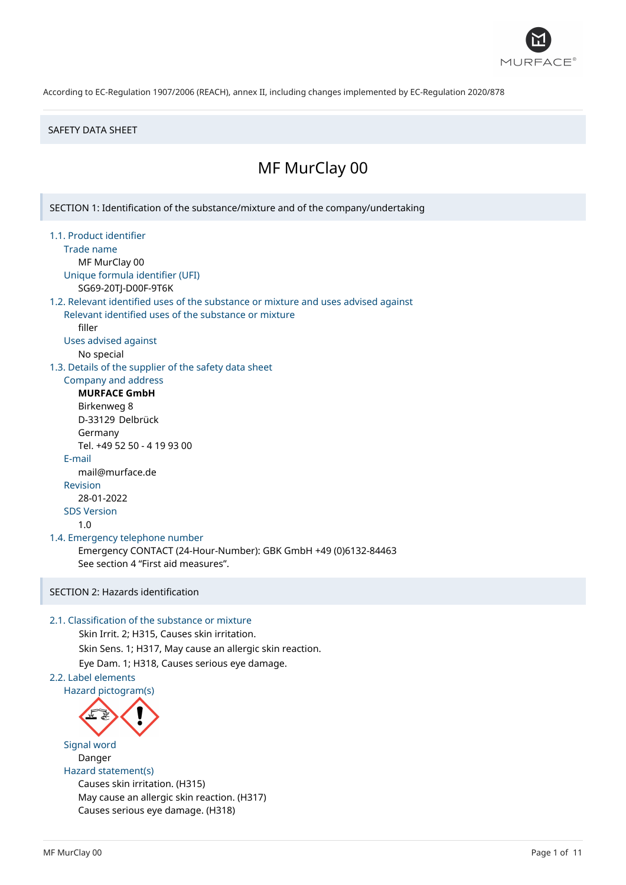According to EC-Regulation 1907/2006 (REACH), annex II, including changes implemented by EC-Regulation 2020/878

SAFETY DATA SHEET

# MF MurClay 00

## SECTION 1: Identification of the substance/mixture and of the company/undertaking

### 1.1. Product identifier

Trade name

MF MurClay 00

Unique formula identifier (UFI)

SG69-20TJ-D00F-9T6K

### 1.2. Relevant identified uses of the substance or mixture and uses advised against

Relevant identified uses of the substance or mixture

filler

Uses advised against

No special

### 1.3. Details of the supplier of the safety data sheet

Company and address

**MURFACE GmbH**
Birkenweg 8
D-33129 Delbrück
Germany
Tel. +49 52 50 - 4 19 93 00

E-mail

mail@murface.de

Revision

28-01-2022

SDS Version

1.0

### 1.4. Emergency telephone number

Emergency CONTACT (24-Hour-Number): GBK GmbH +49 (0)6132-84463
See section 4 “First aid measures”.

## SECTION 2: Hazards identification

### 2.1. Classification of the substance or mixture

Skin Irrit. 2; H315, Causes skin irritation.
Skin Sens. 1; H317, May cause an allergic skin reaction.
Eye Dam. 1; H318, Causes serious eye damage.

### 2.2. Label elements

Hazard pictogram(s)

Signal word

Danger

Hazard statement(s)

Causes skin irritation. (H315)
May cause an allergic skin reaction. (H317)
Causes serious eye damage. (H318)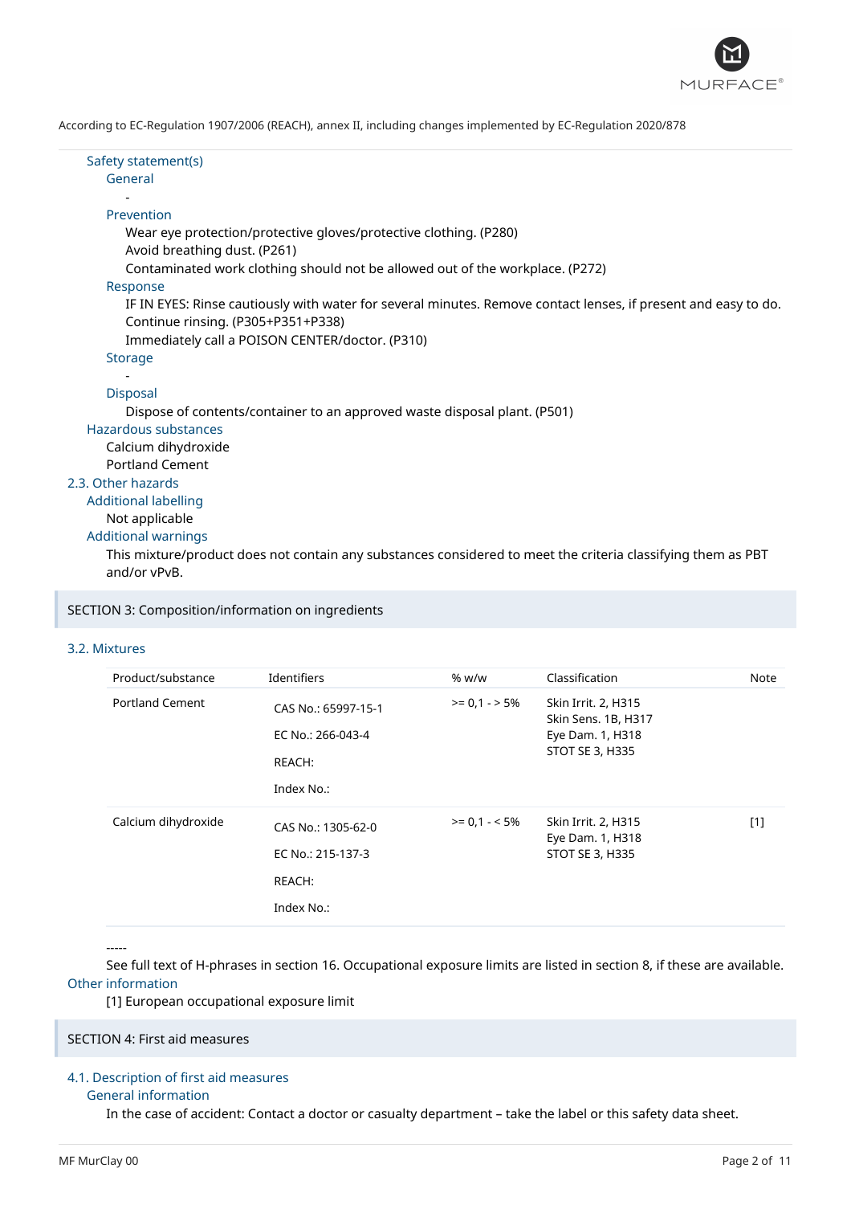Safety statement(s)

General

-

Prevention

Wear eye protection/protective gloves/protective clothing. (P280)
Avoid breathing dust. (P261)
Contaminated work clothing should not be allowed out of the workplace. (P272)

Response

IF IN EYES: Rinse cautiously with water for several minutes. Remove contact lenses, if present and easy to do. Continue rinsing. (P305+P351+P338)
Immediately call a POISON CENTER/doctor. (P310)

Storage

-

Disposal

Dispose of contents/container to an approved waste disposal plant. (P501)

Hazardous substances

Calcium dihydroxide
Portland Cement

## 2.3. Other hazards

Additional labelling

Not applicable

Additional warnings

This mixture/product does not contain any substances considered to meet the criteria classifying them as PBT and/or vPvB.

# SECTION 3: Composition/information on ingredients

## 3.2. Mixtures

| Product/substance | Identifiers | % w/w | Classification | Note |
|---|---|---|---|---|
| Portland Cement | CAS No.: 65997-15-1<br>EC No.: 266-043-4<br>REACH:<br>Index No.: | >= 0,1 - > 5% | Skin Irrit. 2, H315<br>Skin Sens. 1B, H317<br>Eye Dam. 1, H318<br>STOT SE 3, H335 | |
| Calcium dihydroxide | CAS No.: 1305-62-0<br>EC No.: 215-137-3<br>REACH:<br>Index No.: | >= 0,1 - < 5% | Skin Irrit. 2, H315<br>Eye Dam. 1, H318<br>STOT SE 3, H335 | [1] |

-----

See full text of H-phrases in section 16. Occupational exposure limits are listed in section 8, if these are available.

Other information

[1] European occupational exposure limit

# SECTION 4: First aid measures

## 4.1. Description of first aid measures

General information

In the case of accident: Contact a doctor or casualty department – take the label or this safety data sheet.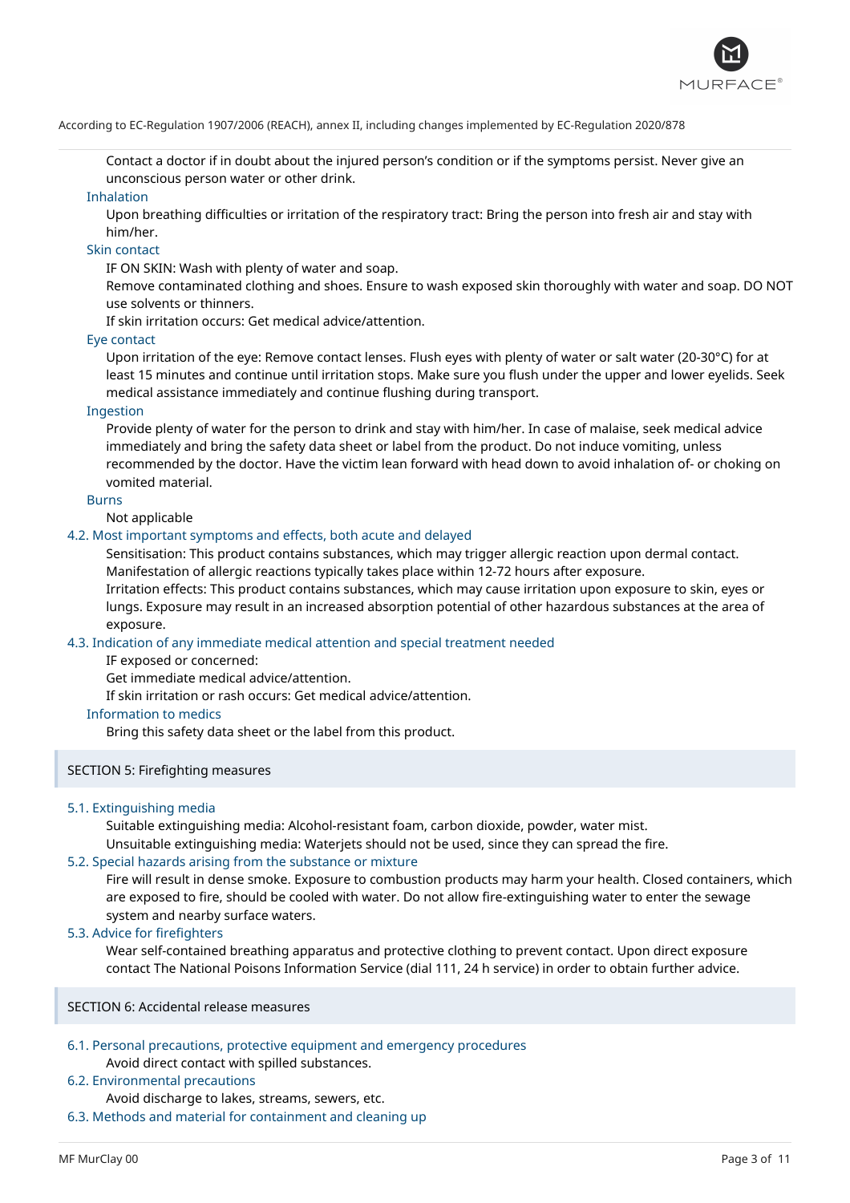Contact a doctor if in doubt about the injured person's condition or if the symptoms persist. Never give an unconscious person water or other drink.

### Inhalation

Upon breathing difficulties or irritation of the respiratory tract: Bring the person into fresh air and stay with him/her.

### Skin contact

IF ON SKIN: Wash with plenty of water and soap.

Remove contaminated clothing and shoes. Ensure to wash exposed skin thoroughly with water and soap. DO NOT use solvents or thinners.

If skin irritation occurs: Get medical advice/attention.

### Eye contact

Upon irritation of the eye: Remove contact lenses. Flush eyes with plenty of water or salt water (20-30°C) for at least 15 minutes and continue until irritation stops. Make sure you flush under the upper and lower eyelids. Seek medical assistance immediately and continue flushing during transport.

### Ingestion

Provide plenty of water for the person to drink and stay with him/her. In case of malaise, seek medical advice immediately and bring the safety data sheet or label from the product. Do not induce vomiting, unless recommended by the doctor. Have the victim lean forward with head down to avoid inhalation of- or choking on vomited material.

### Burns

Not applicable

### 4.2. Most important symptoms and effects, both acute and delayed

Sensitisation: This product contains substances, which may trigger allergic reaction upon dermal contact. Manifestation of allergic reactions typically takes place within 12-72 hours after exposure.

Irritation effects: This product contains substances, which may cause irritation upon exposure to skin, eyes or lungs. Exposure may result in an increased absorption potential of other hazardous substances at the area of exposure.

### 4.3. Indication of any immediate medical attention and special treatment needed

IF exposed or concerned:

Get immediate medical advice/attention.

If skin irritation or rash occurs: Get medical advice/attention.

### Information to medics

Bring this safety data sheet or the label from this product.

## SECTION 5: Firefighting measures

### 5.1. Extinguishing media

Suitable extinguishing media: Alcohol-resistant foam, carbon dioxide, powder, water mist.

Unsuitable extinguishing media: Waterjets should not be used, since they can spread the fire.

### 5.2. Special hazards arising from the substance or mixture

Fire will result in dense smoke. Exposure to combustion products may harm your health. Closed containers, which are exposed to fire, should be cooled with water. Do not allow fire-extinguishing water to enter the sewage system and nearby surface waters.

### 5.3. Advice for firefighters

Wear self-contained breathing apparatus and protective clothing to prevent contact. Upon direct exposure contact The National Poisons Information Service (dial 111, 24 h service) in order to obtain further advice.

## SECTION 6: Accidental release measures

### 6.1. Personal precautions, protective equipment and emergency procedures

Avoid direct contact with spilled substances.

### 6.2. Environmental precautions

Avoid discharge to lakes, streams, sewers, etc.

### 6.3. Methods and material for containment and cleaning up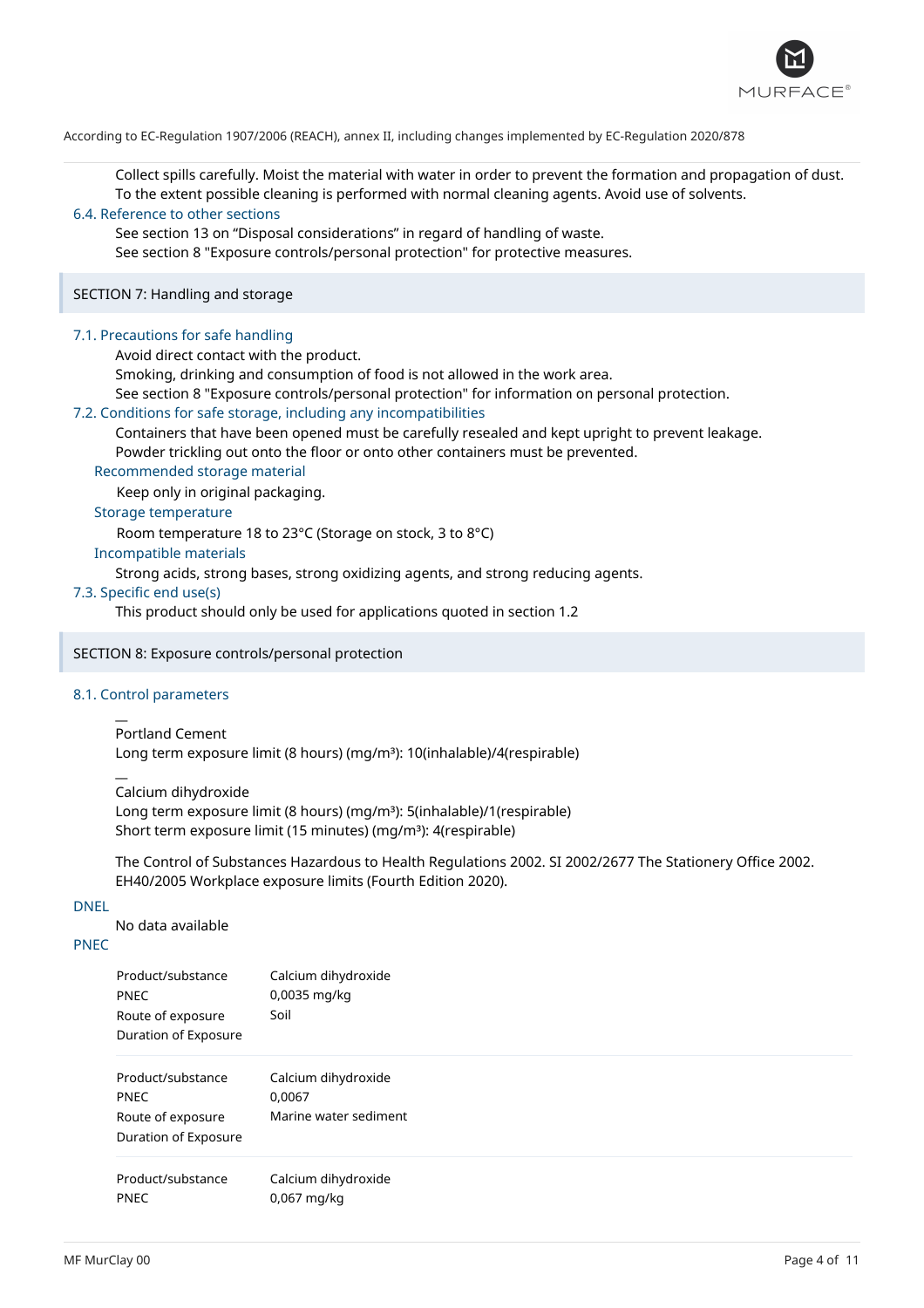Collect spills carefully. Moist the material with water in order to prevent the formation and propagation of dust. To the extent possible cleaning is performed with normal cleaning agents. Avoid use of solvents.

### 6.4. Reference to other sections

See section 13 on “Disposal considerations” in regard of handling of waste.
See section 8 "Exposure controls/personal protection" for protective measures.

## SECTION 7: Handling and storage

### 7.1. Precautions for safe handling

Avoid direct contact with the product.
Smoking, drinking and consumption of food is not allowed in the work area.
See section 8 "Exposure controls/personal protection" for information on personal protection.

### 7.2. Conditions for safe storage, including any incompatibilities

Containers that have been opened must be carefully resealed and kept upright to prevent leakage.
Powder trickling out onto the floor or onto other containers must be prevented.

#### Recommended storage material

Keep only in original packaging.

#### Storage temperature

Room temperature 18 to 23°C (Storage on stock, 3 to 8°C)

#### Incompatible materials

Strong acids, strong bases, strong oxidizing agents, and strong reducing agents.

### 7.3. Specific end use(s)

This product should only be used for applications quoted in section 1.2

## SECTION 8: Exposure controls/personal protection

### 8.1. Control parameters

—
Portland Cement
Long term exposure limit (8 hours) (mg/m³): 10(inhalable)/4(respirable)

—
Calcium dihydroxide
Long term exposure limit (8 hours) (mg/m³): 5(inhalable)/1(respirable)
Short term exposure limit (15 minutes) (mg/m³): 4(respirable)

The Control of Substances Hazardous to Health Regulations 2002. SI 2002/2677 The Stationery Office 2002. EH40/2005 Workplace exposure limits (Fourth Edition 2020).

#### DNEL

No data available

#### PNEC

| | |
|---|---|
| Product/substance | Calcium dihydroxide |
| PNEC | 0,0035 mg/kg |
| Route of exposure | Soil |
| Duration of Exposure | |

| | |
|---|---|
| Product/substance | Calcium dihydroxide |
| PNEC | 0,0067 |
| Route of exposure | Marine water sediment |
| Duration of Exposure | |

| | |
|---|---|
| Product/substance | Calcium dihydroxide |
| PNEC | 0,067 mg/kg |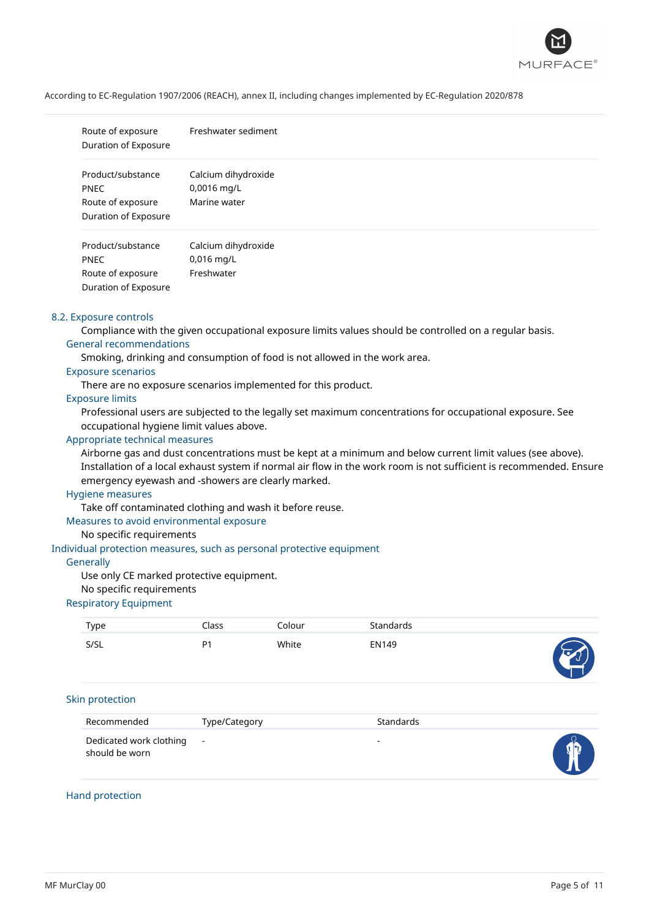According to EC-Regulation 1907/2006 (REACH), annex II, including changes implemented by EC-Regulation 2020/878

| | |
|---|---|
| Route of exposure | Freshwater sediment |
| Duration of Exposure | |

| | |
|---|---|
| Product/substance | Calcium dihydroxide |
| PNEC | 0,0016 mg/L |
| Route of exposure | Marine water |
| Duration of Exposure | |

| | |
|---|---|
| Product/substance | Calcium dihydroxide |
| PNEC | 0,016 mg/L |
| Route of exposure | Freshwater |
| Duration of Exposure | |

## 8.2. Exposure controls

Compliance with the given occupational exposure limits values should be controlled on a regular basis.

### General recommendations

Smoking, drinking and consumption of food is not allowed in the work area.

### Exposure scenarios

There are no exposure scenarios implemented for this product.

### Exposure limits

Professional users are subjected to the legally set maximum concentrations for occupational exposure. See occupational hygiene limit values above.

### Appropriate technical measures

Airborne gas and dust concentrations must be kept at a minimum and below current limit values (see above). Installation of a local exhaust system if normal air flow in the work room is not sufficient is recommended. Ensure emergency eyewash and -showers are clearly marked.

### Hygiene measures

Take off contaminated clothing and wash it before reuse.

### Measures to avoid environmental exposure

No specific requirements

## Individual protection measures, such as personal protective equipment

### Generally

Use only CE marked protective equipment.

No specific requirements

### Respiratory Equipment

| Type | Class | Colour | Standards |
|---|---|---|---|
| S/SL | P1 | White | EN149 |

### Skin protection

| Recommended | Type/Category | Standards |
|---|---|---|
| Dedicated work clothing should be worn | - | - |

### Hand protection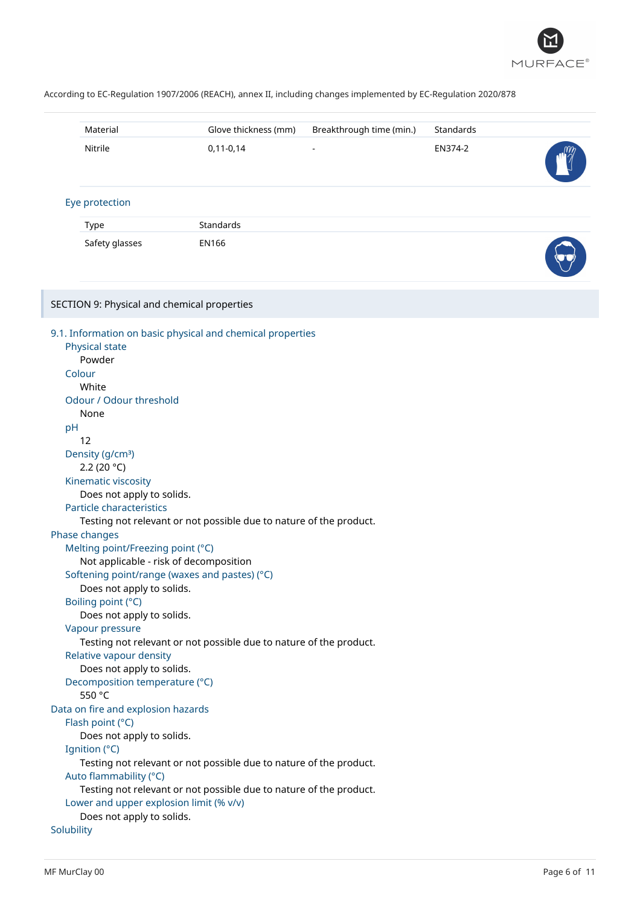| Material | Glove thickness (mm) | Breakthrough time (min.) | Standards |
|---|---|---|---|
| Nitrile | 0,11-0,14 | - | EN374-2 |

### Eye protection

| Type | Standards |
|---|---|
| Safety glasses | EN166 |

## SECTION 9: Physical and chemical properties

### 9.1. Information on basic physical and chemical properties

**Physical state**
Powder

**Colour**
White

**Odour / Odour threshold**
None

**pH**
12

**Density (g/cm³)**
2.2 (20 °C)

**Kinematic viscosity**
Does not apply to solids.

**Particle characteristics**
Testing not relevant or not possible due to nature of the product.

### Phase changes

**Melting point/Freezing point (°C)**
Not applicable - risk of decomposition

**Softening point/range (waxes and pastes) (°C)**
Does not apply to solids.

**Boiling point (°C)**
Does not apply to solids.

**Vapour pressure**
Testing not relevant or not possible due to nature of the product.

**Relative vapour density**
Does not apply to solids.

**Decomposition temperature (°C)**
550 °C

### Data on fire and explosion hazards

**Flash point (°C)**
Does not apply to solids.

**Ignition (°C)**
Testing not relevant or not possible due to nature of the product.

**Auto flammability (°C)**
Testing not relevant or not possible due to nature of the product.

**Lower and upper explosion limit (% v/v)**
Does not apply to solids.

### Solubility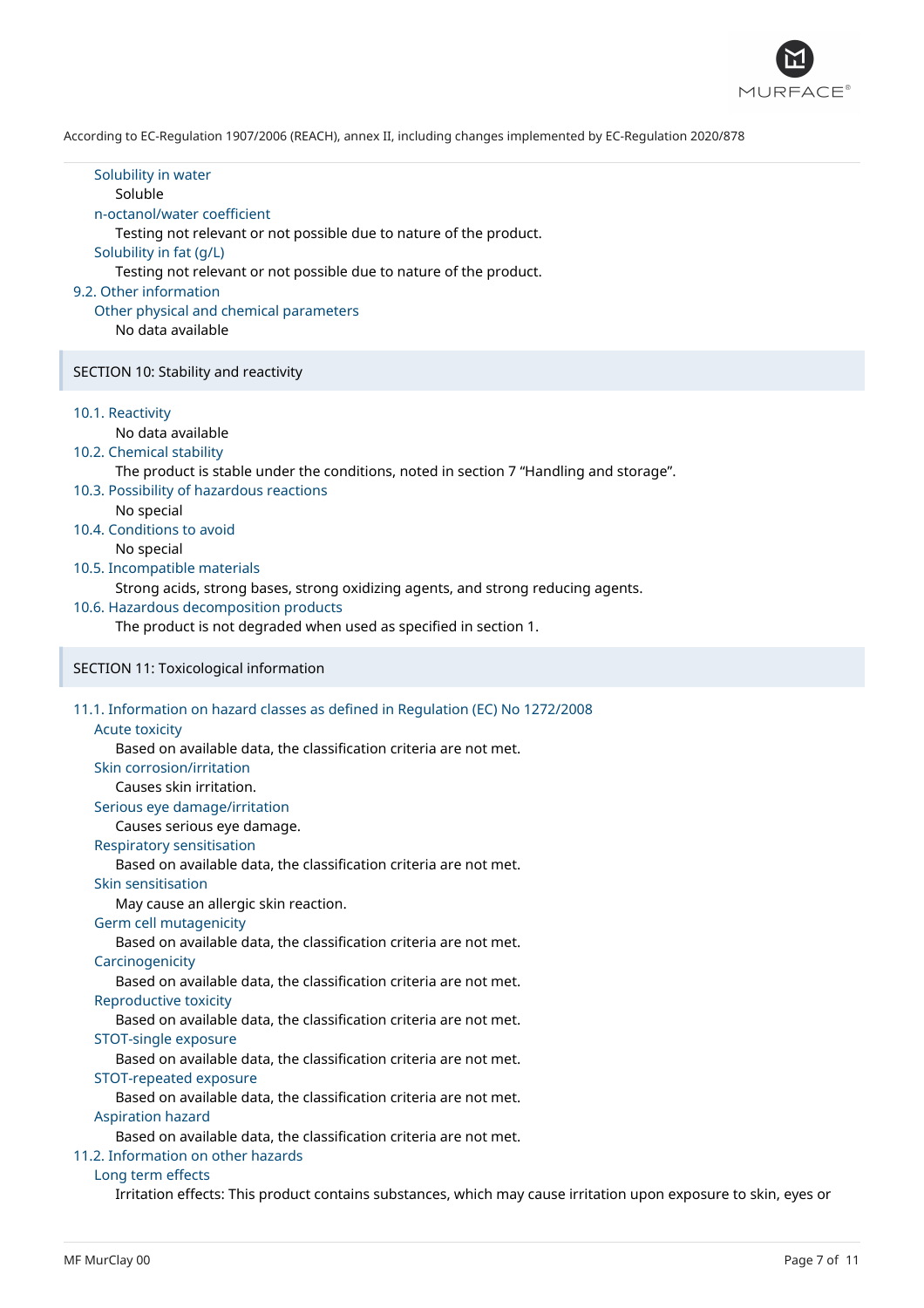#### Solubility in water

Soluble

#### n-octanol/water coefficient

Testing not relevant or not possible due to nature of the product.

#### Solubility in fat (g/L)

Testing not relevant or not possible due to nature of the product.

### 9.2. Other information

#### Other physical and chemical parameters

No data available

## SECTION 10: Stability and reactivity

### 10.1. Reactivity

No data available

### 10.2. Chemical stability

The product is stable under the conditions, noted in section 7 “Handling and storage”.

### 10.3. Possibility of hazardous reactions

No special

### 10.4. Conditions to avoid

No special

### 10.5. Incompatible materials

Strong acids, strong bases, strong oxidizing agents, and strong reducing agents.

### 10.6. Hazardous decomposition products

The product is not degraded when used as specified in section 1.

## SECTION 11: Toxicological information

### 11.1. Information on hazard classes as defined in Regulation (EC) No 1272/2008

#### Acute toxicity

Based on available data, the classification criteria are not met.

#### Skin corrosion/irritation

Causes skin irritation.

#### Serious eye damage/irritation

Causes serious eye damage.

#### Respiratory sensitisation

Based on available data, the classification criteria are not met.

#### Skin sensitisation

May cause an allergic skin reaction.

#### Germ cell mutagenicity

Based on available data, the classification criteria are not met.

#### Carcinogenicity

Based on available data, the classification criteria are not met.

#### Reproductive toxicity

Based on available data, the classification criteria are not met.

#### STOT-single exposure

Based on available data, the classification criteria are not met.

#### STOT-repeated exposure

Based on available data, the classification criteria are not met.

#### Aspiration hazard

Based on available data, the classification criteria are not met.

### 11.2. Information on other hazards

#### Long term effects

Irritation effects: This product contains substances, which may cause irritation upon exposure to skin, eyes or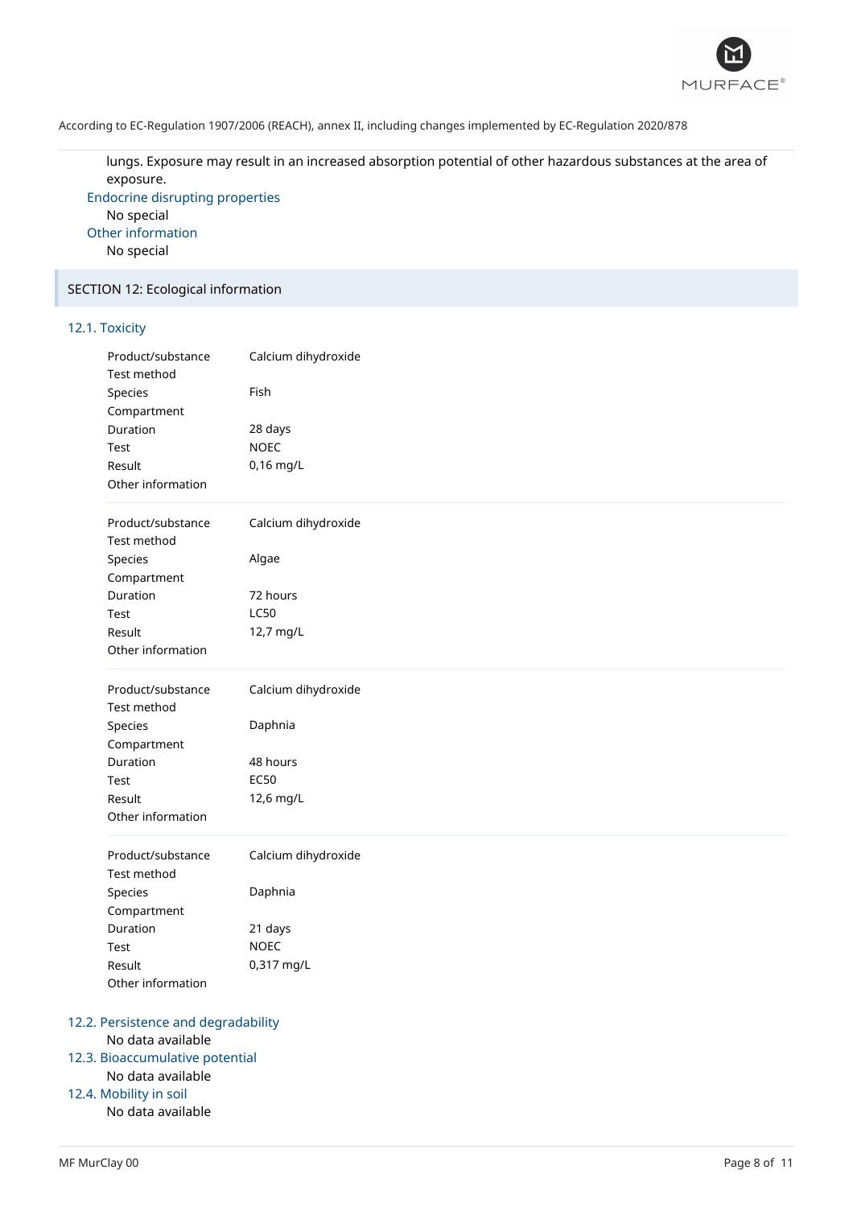lungs. Exposure may result in an increased absorption potential of other hazardous substances at the area of exposure.

### Endocrine disrupting properties

No special

### Other information

No special

## SECTION 12: Ecological information

### 12.1. Toxicity

| | |
|---|---|
| Product/substance | Calcium dihydroxide |
| Test method | |
| Species | Fish |
| Compartment | |
| Duration | 28 days |
| Test | NOEC |
| Result | 0,16 mg/L |
| Other information | |

| | |
|---|---|
| Product/substance | Calcium dihydroxide |
| Test method | |
| Species | Algae |
| Compartment | |
| Duration | 72 hours |
| Test | LC50 |
| Result | 12,7 mg/L |
| Other information | |

| | |
|---|---|
| Product/substance | Calcium dihydroxide |
| Test method | |
| Species | Daphnia |
| Compartment | |
| Duration | 48 hours |
| Test | EC50 |
| Result | 12,6 mg/L |
| Other information | |

| | |
|---|---|
| Product/substance | Calcium dihydroxide |
| Test method | |
| Species | Daphnia |
| Compartment | |
| Duration | 21 days |
| Test | NOEC |
| Result | 0,317 mg/L |
| Other information | |

### 12.2. Persistence and degradability

No data available

### 12.3. Bioaccumulative potential

No data available

### 12.4. Mobility in soil

No data available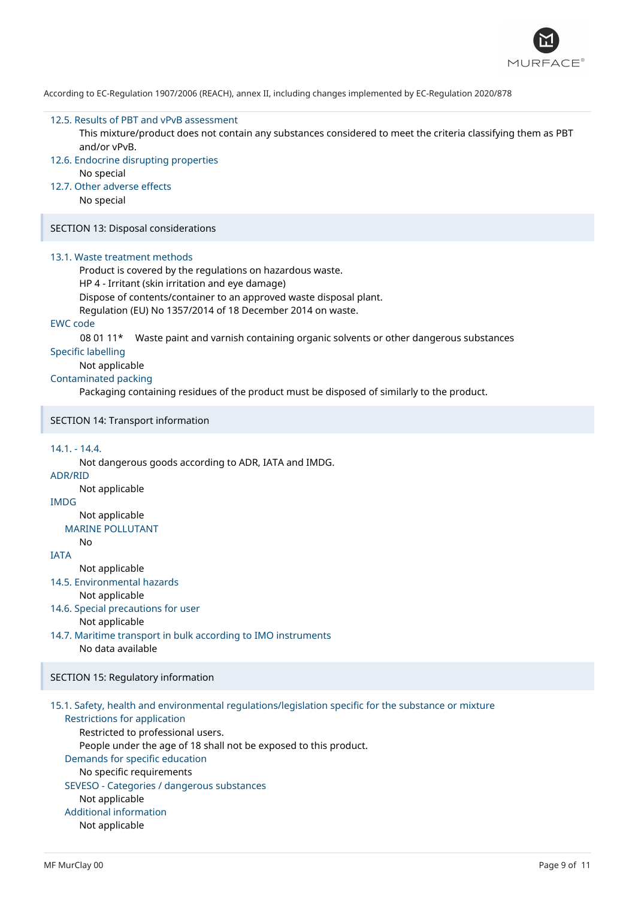### 12.5. Results of PBT and vPvB assessment

This mixture/product does not contain any substances considered to meet the criteria classifying them as PBT and/or vPvB.

### 12.6. Endocrine disrupting properties

No special

### 12.7. Other adverse effects

No special

## SECTION 13: Disposal considerations

### 13.1. Waste treatment methods

Product is covered by the regulations on hazardous waste.
HP 4 - Irritant (skin irritation and eye damage)
Dispose of contents/container to an approved waste disposal plant.
Regulation (EU) No 1357/2014 of 18 December 2014 on waste.

**EWC code**

08 01 11* Waste paint and varnish containing organic solvents or other dangerous substances

**Specific labelling**

Not applicable

**Contaminated packing**

Packaging containing residues of the product must be disposed of similarly to the product.

## SECTION 14: Transport information

### 14.1. - 14.4.

Not dangerous goods according to ADR, IATA and IMDG.

**ADR/RID**

Not applicable

**IMDG**

Not applicable

**MARINE POLLUTANT**

No

**IATA**

Not applicable

### 14.5. Environmental hazards

Not applicable

### 14.6. Special precautions for user

Not applicable

### 14.7. Maritime transport in bulk according to IMO instruments

No data available

## SECTION 15: Regulatory information

### 15.1. Safety, health and environmental regulations/legislation specific for the substance or mixture

**Restrictions for application**

Restricted to professional users.
People under the age of 18 shall not be exposed to this product.

**Demands for specific education**

No specific requirements

**SEVESO - Categories / dangerous substances**

Not applicable

**Additional information**

Not applicable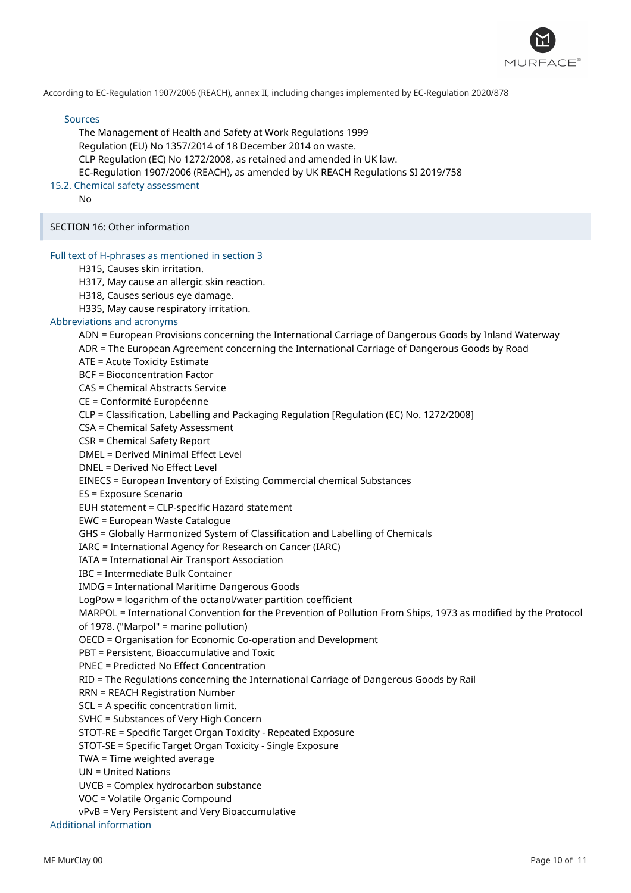### Sources

The Management of Health and Safety at Work Regulations 1999

Regulation (EU) No 1357/2014 of 18 December 2014 on waste.

CLP Regulation (EC) No 1272/2008, as retained and amended in UK law.

EC-Regulation 1907/2006 (REACH), as amended by UK REACH Regulations SI 2019/758

### 15.2. Chemical safety assessment

No

## SECTION 16: Other information

### Full text of H-phrases as mentioned in section 3

H315, Causes skin irritation.

H317, May cause an allergic skin reaction.

H318, Causes serious eye damage.

H335, May cause respiratory irritation.

### Abbreviations and acronyms

ADN = European Provisions concerning the International Carriage of Dangerous Goods by Inland Waterway

ADR = The European Agreement concerning the International Carriage of Dangerous Goods by Road

ATE = Acute Toxicity Estimate

BCF = Bioconcentration Factor

CAS = Chemical Abstracts Service

CE = Conformité Européenne

CLP = Classification, Labelling and Packaging Regulation [Regulation (EC) No. 1272/2008]

CSA = Chemical Safety Assessment

CSR = Chemical Safety Report

DMEL = Derived Minimal Effect Level

DNEL = Derived No Effect Level

EINECS = European Inventory of Existing Commercial chemical Substances

ES = Exposure Scenario

EUH statement = CLP-specific Hazard statement

EWC = European Waste Catalogue

GHS = Globally Harmonized System of Classification and Labelling of Chemicals

IARC = International Agency for Research on Cancer (IARC)

IATA = International Air Transport Association

IBC = Intermediate Bulk Container

IMDG = International Maritime Dangerous Goods

LogPow = logarithm of the octanol/water partition coefficient

MARPOL = International Convention for the Prevention of Pollution From Ships, 1973 as modified by the Protocol of 1978. ("Marpol" = marine pollution)

OECD = Organisation for Economic Co-operation and Development

PBT = Persistent, Bioaccumulative and Toxic

PNEC = Predicted No Effect Concentration

RID = The Regulations concerning the International Carriage of Dangerous Goods by Rail

RRN = REACH Registration Number

SCL = A specific concentration limit.

SVHC = Substances of Very High Concern

STOT-RE = Specific Target Organ Toxicity - Repeated Exposure

STOT-SE = Specific Target Organ Toxicity - Single Exposure

TWA = Time weighted average

UN = United Nations

UVCB = Complex hydrocarbon substance

VOC = Volatile Organic Compound

vPvB = Very Persistent and Very Bioaccumulative

### Additional information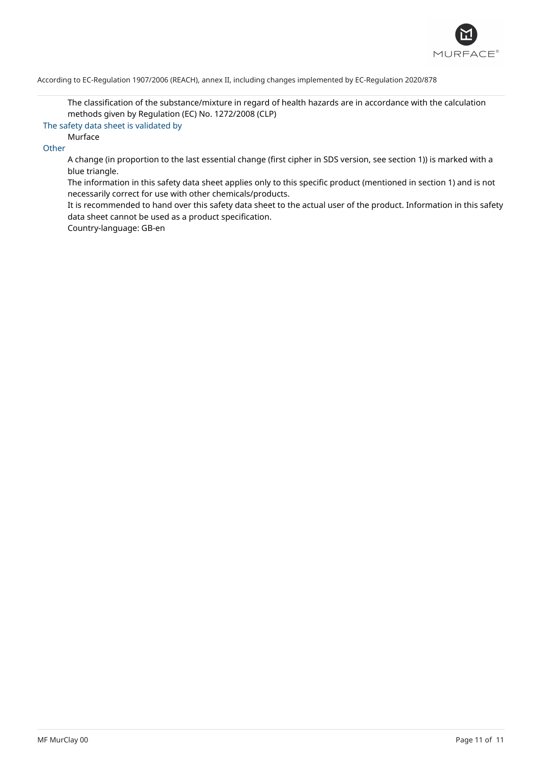The classification of the substance/mixture in regard of health hazards are in accordance with the calculation methods given by Regulation (EC) No. 1272/2008 (CLP)

### The safety data sheet is validated by

Murface

### Other

A change (in proportion to the last essential change (first cipher in SDS version, see section 1)) is marked with a blue triangle.

The information in this safety data sheet applies only to this specific product (mentioned in section 1) and is not necessarily correct for use with other chemicals/products.

It is recommended to hand over this safety data sheet to the actual user of the product. Information in this safety data sheet cannot be used as a product specification.

Country-language: GB-en